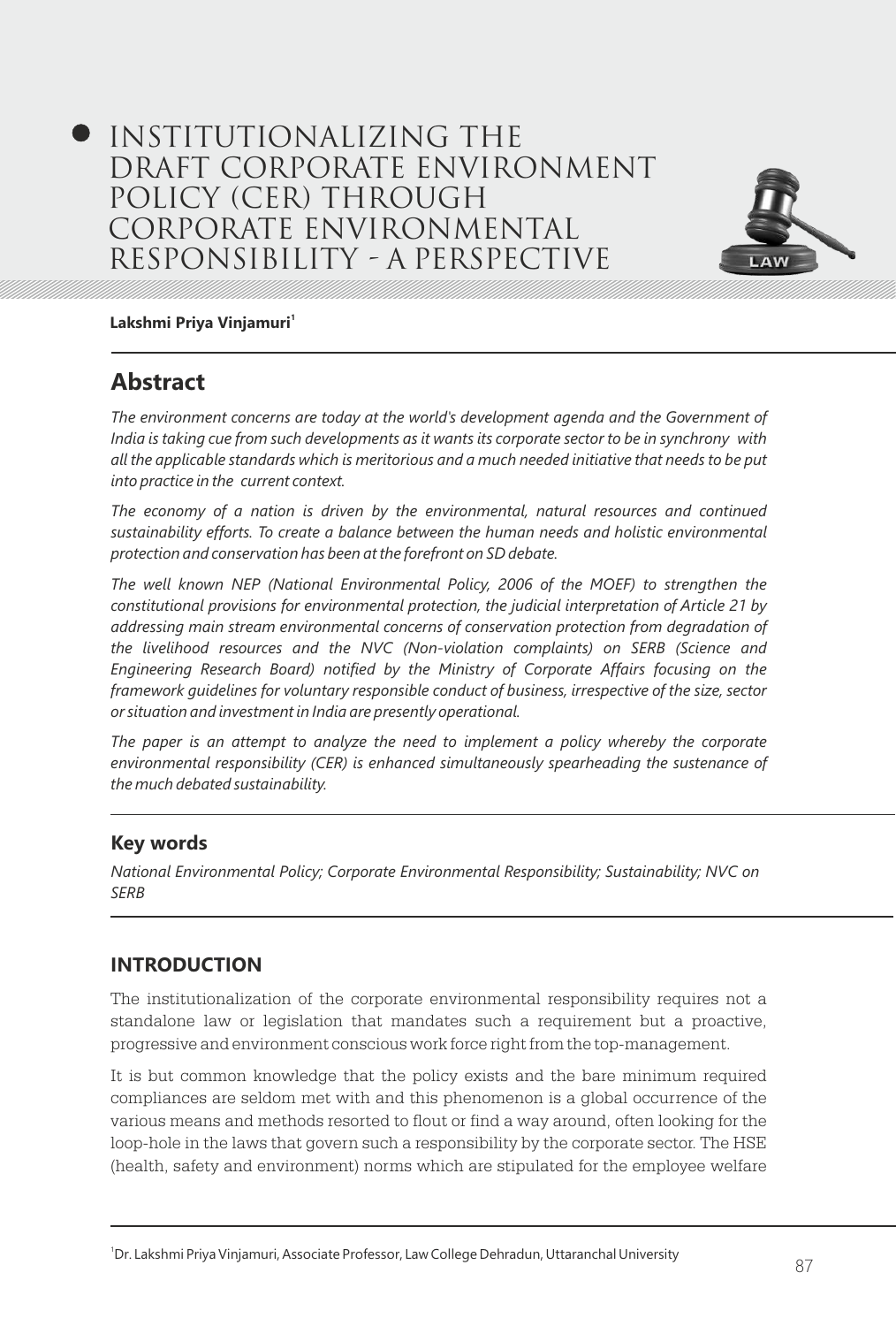# INSTITUTIONALIZING THE DRAFT CORPORATE ENVIRONMENT POLICY (CER) THROUGH CORPORATE ENVIRONMENTAL RESPONSIBILITY - A PERSPECTIVE

**Lakshmi Priya Vinjamuri**[1]

## Abstract

*The environment concerns are today at the world's development agenda and the Government of India is taking cue from such developments as it wants its corporate sector to be in synchrony with all the applicable standards which is meritorious and a much needed initiative that needs to be put into practice in the current context.*

*The economy of a nation is driven by the environmental, natural resources and continued sustainability efforts. To create a balance between the human needs and holistic environmental protection and conservation has been at the forefront on SD debate.*

*The well known NEP (National Environmental Policy, 2006 of the MOEF) to strengthen the constitutional provisions for environmental protection, the judicial interpretation of Article 21 by addressing main stream environmental concerns of conservation protection from degradation of the livelihood resources and the NVC (Non-violation complaints) on SERB (Science and Engineering Research Board) notified by the Ministry of Corporate Affairs focusing on the framework guidelines for voluntary responsible conduct of business, irrespective of the size, sector or situation and investment in India are presently operational.*

*The paper is an attempt to analyze the need to implement a policy whereby the corporate environmental responsibility (CER) is enhanced simultaneously spearheading the sustenance of the much debated sustainability.*

## Key words

*National Environmental Policy; Corporate Environmental Responsibility; Sustainability; NVC on SERB*

## INTRODUCTION

The institutionalization of the corporate environmental responsibility requires not a standalone law or legislation that mandates such a requirement but a proactive, progressive and environment conscious work force right from the top-management.

It is but common knowledge that the policy exists and the bare minimum required compliances are seldom met with and this phenomenon is a global occurrence of the various means and methods resorted to flout or find a way around, often looking for the loop-hole in the laws that govern such a responsibility by the corporate sector. The HSE (health, safety and environment) norms which are stipulated for the employee welfare

[1] Dr. Lakshmi Priya Vinjamuri, Associate Professor, Law College Dehradun, Uttaranchal University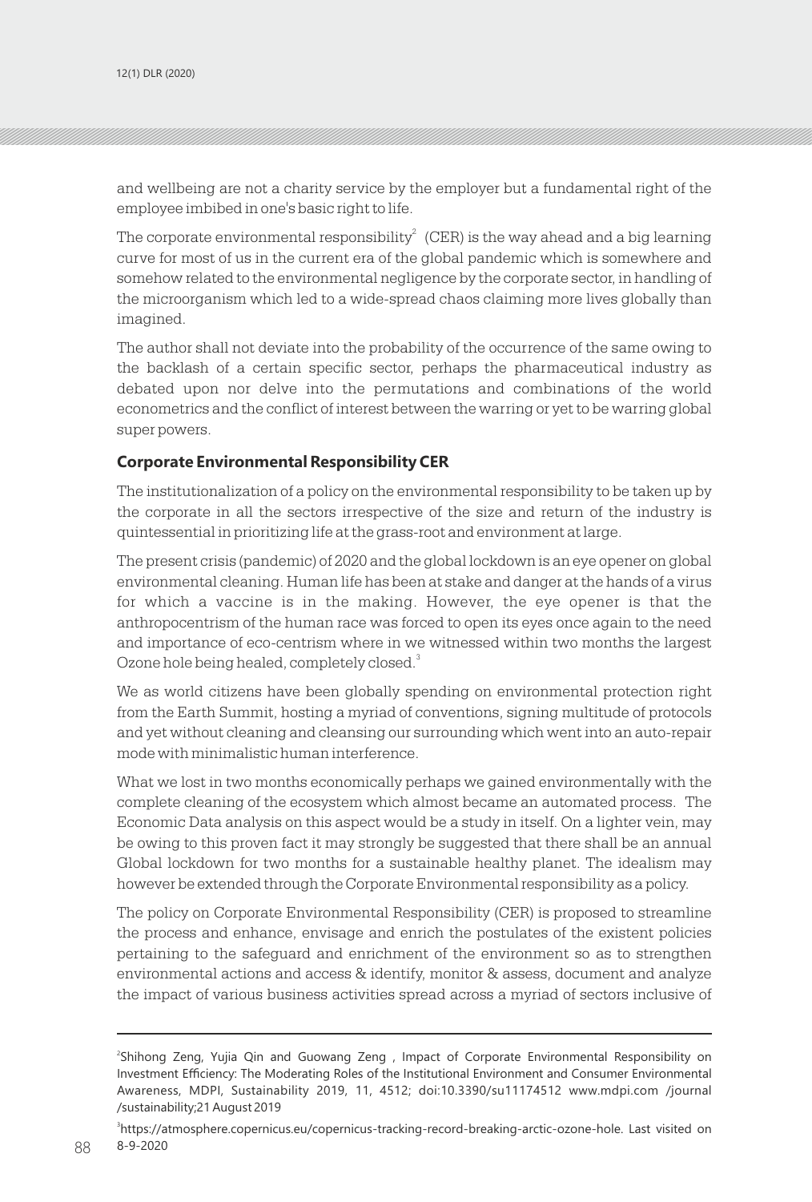and wellbeing are not a charity service by the employer but a fundamental right of the employee imbibed in one's basic right to life.

The corporate environmental responsibility[2] (CER) is the way ahead and a big learning curve for most of us in the current era of the global pandemic which is somewhere and somehow related to the environmental negligence by the corporate sector, in handling of the microorganism which led to a wide-spread chaos claiming more lives globally than imagined.

The author shall not deviate into the probability of the occurrence of the same owing to the backlash of a certain specific sector, perhaps the pharmaceutical industry as debated upon nor delve into the permutations and combinations of the world econometrics and the conflict of interest between the warring or yet to be warring global super powers.

## Corporate Environmental Responsibility CER

The institutionalization of a policy on the environmental responsibility to be taken up by the corporate in all the sectors irrespective of the size and return of the industry is quintessential in prioritizing life at the grass-root and environment at large.

The present crisis (pandemic) of 2020 and the global lockdown is an eye opener on global environmental cleaning. Human life has been at stake and danger at the hands of a virus for which a vaccine is in the making. However, the eye opener is that the anthropocentrism of the human race was forced to open its eyes once again to the need and importance of eco-centrism where in we witnessed within two months the largest Ozone hole being healed, completely closed.[3]

We as world citizens have been globally spending on environmental protection right from the Earth Summit, hosting a myriad of conventions, signing multitude of protocols and yet without cleaning and cleansing our surrounding which went into an auto-repair mode with minimalistic human interference.

What we lost in two months economically perhaps we gained environmentally with the complete cleaning of the ecosystem which almost became an automated process. The Economic Data analysis on this aspect would be a study in itself. On a lighter vein, may be owing to this proven fact it may strongly be suggested that there shall be an annual Global lockdown for two months for a sustainable healthy planet. The idealism may however be extended through the Corporate Environmental responsibility as a policy.

The policy on Corporate Environmental Responsibility (CER) is proposed to streamline the process and enhance, envisage and enrich the postulates of the existent policies pertaining to the safeguard and enrichment of the environment so as to strengthen environmental actions and access & identify, monitor & assess, document and analyze the impact of various business activities spread across a myriad of sectors inclusive of

---

[2] Shihong Zeng, Yujia Qin and Guowang Zeng , Impact of Corporate Environmental Responsibility on Investment Efficiency: The Moderating Roles of the Institutional Environment and Consumer Environmental Awareness, MDPI, Sustainability 2019, 11, 4512; doi:10.3390/su11174512 www.mdpi.com /journal /sustainability;21 August 2019

[3] https://atmosphere.copernicus.eu/copernicus-tracking-record-breaking-arctic-ozone-hole. Last visited on 8-9-2020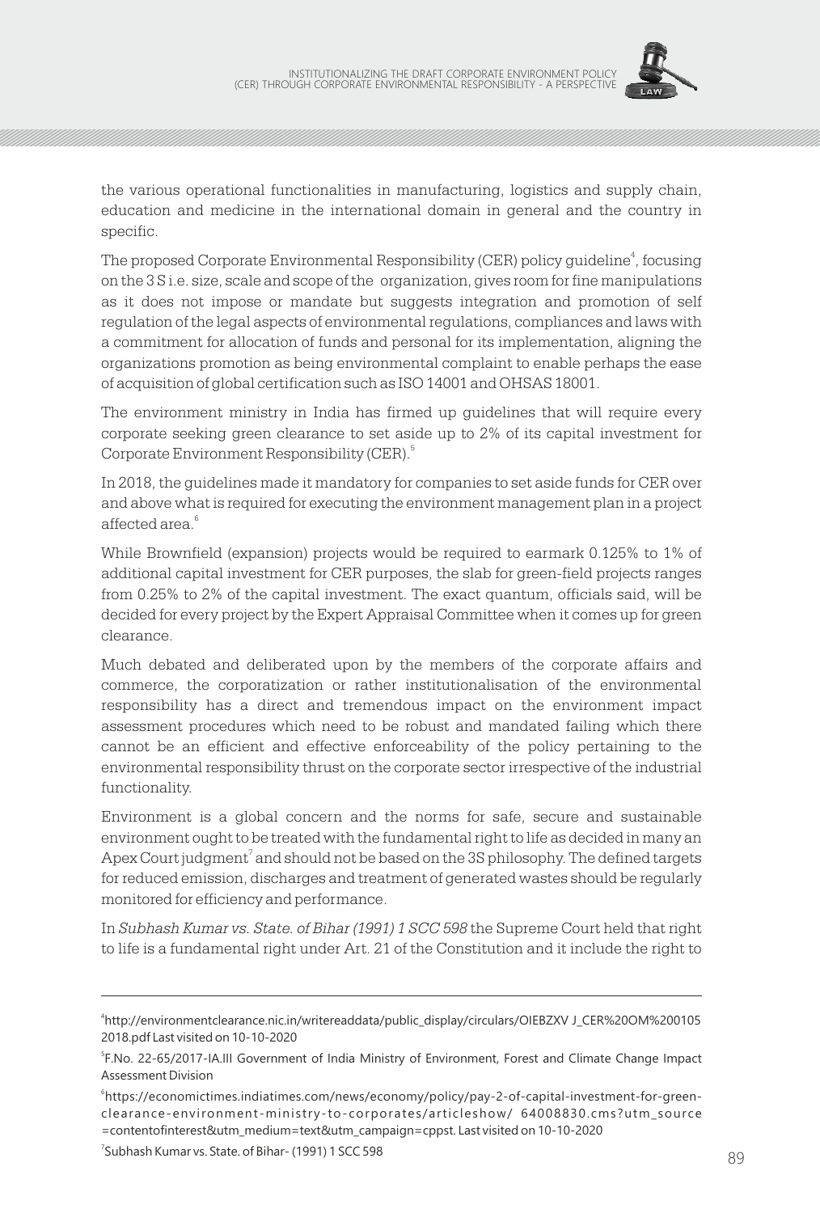the various operational functionalities in manufacturing, logistics and supply chain, education and medicine in the international domain in general and the country in specific.

The proposed Corporate Environmental Responsibility (CER) policy guideline[4], focusing on the 3 S i.e. size, scale and scope of the organization, gives room for fine manipulations as it does not impose or mandate but suggests integration and promotion of self regulation of the legal aspects of environmental regulations, compliances and laws with a commitment for allocation of funds and personal for its implementation, aligning the organizations promotion as being environmental complaint to enable perhaps the ease of acquisition of global certification such as ISO 14001 and OHSAS 18001.

The environment ministry in India has firmed up guidelines that will require every corporate seeking green clearance to set aside up to 2% of its capital investment for Corporate Environment Responsibility (CER).[5]

In 2018, the guidelines made it mandatory for companies to set aside funds for CER over and above what is required for executing the environment management plan in a project affected area.[6]

While Brownfield (expansion) projects would be required to earmark 0.125% to 1% of additional capital investment for CER purposes, the slab for green-field projects ranges from 0.25% to 2% of the capital investment. The exact quantum, officials said, will be decided for every project by the Expert Appraisal Committee when it comes up for green clearance.

Much debated and deliberated upon by the members of the corporate affairs and commerce, the corporatization or rather institutionalisation of the environmental responsibility has a direct and tremendous impact on the environment impact assessment procedures which need to be robust and mandated failing which there cannot be an efficient and effective enforceability of the policy pertaining to the environmental responsibility thrust on the corporate sector irrespective of the industrial functionality.

Environment is a global concern and the norms for safe, secure and sustainable environment ought to be treated with the fundamental right to life as decided in many an Apex Court judgment[7] and should not be based on the 3S philosophy. The defined targets for reduced emission, discharges and treatment of generated wastes should be regularly monitored for efficiency and performance.

In *Subhash Kumar vs. State. of Bihar (1991) 1 SCC 598* the Supreme Court held that right to life is a fundamental right under Art. 21 of the Constitution and it include the right to

---

[4]http://environmentclearance.nic.in/writereaddata/public_display/circulars/OIEBZXV J_CER%20OM%200105 2018.pdf Last visited on 10-10-2020

[5]F.No. 22-65/2017-IA.III Government of India Ministry of Environment, Forest and Climate Change Impact Assessment Division

[6]https://economictimes.indiatimes.com/news/economy/policy/pay-2-of-capital-investment-for-green-clearance-environment-ministry-to-corporates/articleshow/ 64008830.cms?utm_source =contentofinterest&utm_medium=text&utm_campaign=cppst. Last visited on 10-10-2020

[7]Subhash Kumar vs. State. of Bihar- (1991) 1 SCC 598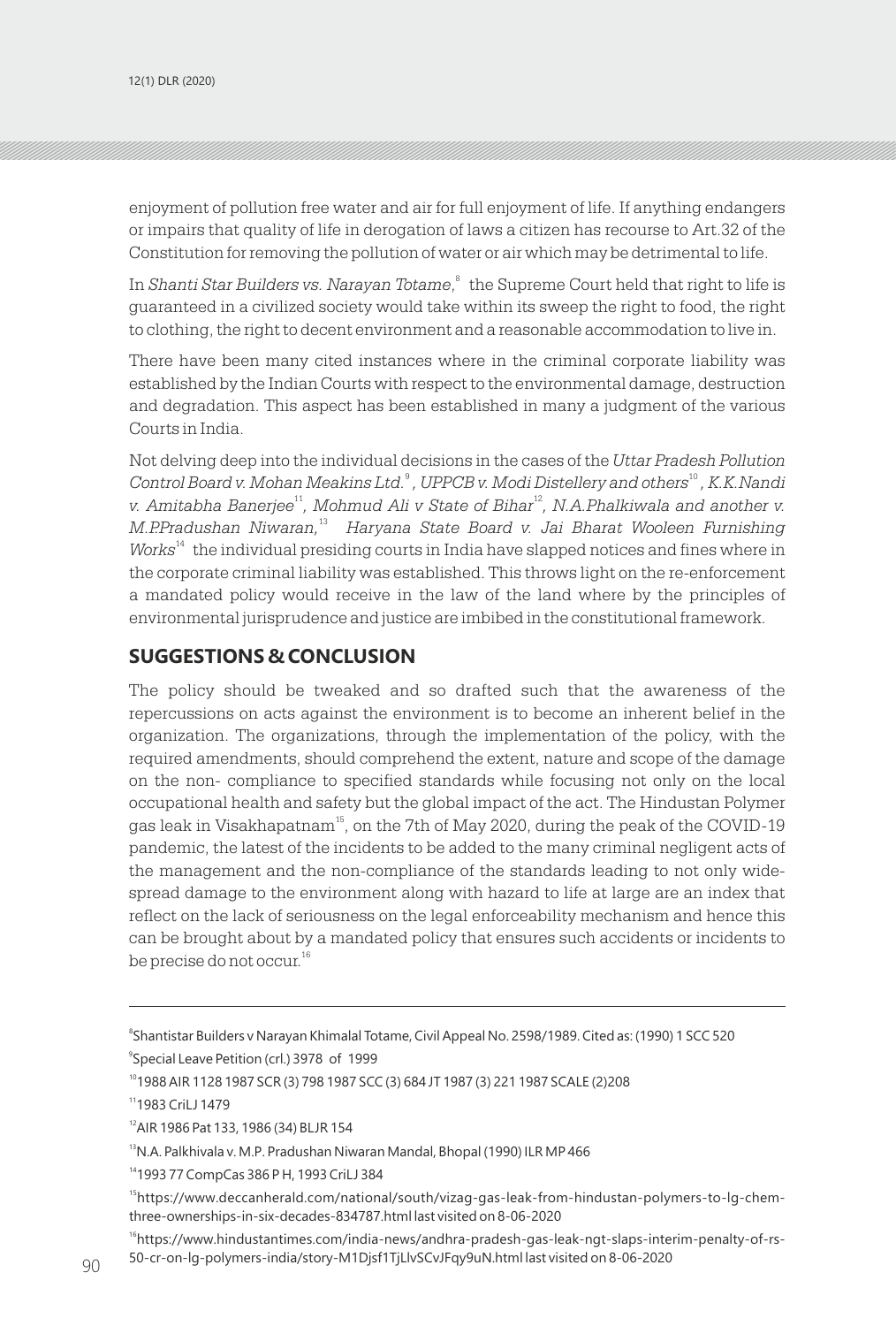enjoyment of pollution free water and air for full enjoyment of life. If anything endangers or impairs that quality of life in derogation of laws a citizen has recourse to Art.32 of the Constitution for removing the pollution of water or air which may be detrimental to life.

In *Shanti Star Builders vs. Narayan Totame*,[8] the Supreme Court held that right to life is guaranteed in a civilized society would take within its sweep the right to food, the right to clothing, the right to decent environment and a reasonable accommodation to live in.

There have been many cited instances where in the criminal corporate liability was established by the Indian Courts with respect to the environmental damage, destruction and degradation. This aspect has been established in many a judgment of the various Courts in India.

Not delving deep into the individual decisions in the cases of the *Uttar Pradesh Pollution Control Board v. Mohan Meakins Ltd.*[9], *UPPCB v. Modi Distellery and others*[10], *K.K.Nandi v. Amitabha Banerjee*[11], *Mohmud Ali v State of Bihar*[12], *N.A.Phalkiwala and another v. M.P.Pradushan Niwaran,*[13] *Haryana State Board v. Jai Bharat Wooleen Furnishing Works*[14] the individual presiding courts in India have slapped notices and fines where in the corporate criminal liability was established. This throws light on the re-enforcement a mandated policy would receive in the law of the land where by the principles of environmental jurisprudence and justice are imbibed in the constitutional framework.

## SUGGESTIONS & CONCLUSION

The policy should be tweaked and so drafted such that the awareness of the repercussions on acts against the environment is to become an inherent belief in the organization. The organizations, through the implementation of the policy, with the required amendments, should comprehend the extent, nature and scope of the damage on the non- compliance to specified standards while focusing not only on the local occupational health and safety but the global impact of the act. The Hindustan Polymer gas leak in Visakhapatnam[15], on the 7th of May 2020, during the peak of the COVID-19 pandemic, the latest of the incidents to be added to the many criminal negligent acts of the management and the non-compliance of the standards leading to not only wide-spread damage to the environment along with hazard to life at large are an index that reflect on the lack of seriousness on the legal enforceability mechanism and hence this can be brought about by a mandated policy that ensures such accidents or incidents to be precise do not occur.[16]

---

[8] Shantistar Builders v Narayan Khimalal Totame, Civil Appeal No. 2598/1989. Cited as: (1990) 1 SCC 520

[9] Special Leave Petition (crl.) 3978 of 1999

[10] 1988 AIR 1128 1987 SCR (3) 798 1987 SCC (3) 684 JT 1987 (3) 221 1987 SCALE (2)208

[11] 1983 CriLJ 1479

[12] AIR 1986 Pat 133, 1986 (34) BLJR 154

[13] N.A. Palkhivala v. M.P. Pradushan Niwaran Mandal, Bhopal (1990) ILR MP 466

[14] 1993 77 CompCas 386 P H, 1993 CriLJ 384

[15] https://www.deccanherald.com/national/south/vizag-gas-leak-from-hindustan-polymers-to-lg-chem-three-ownerships-in-six-decades-834787.html last visited on 8-06-2020

[16] https://www.hindustantimes.com/india-news/andhra-pradesh-gas-leak-ngt-slaps-interim-penalty-of-rs-50-cr-on-lg-polymers-india/story-M1Djsf1TjLlvSCvJFqy9uN.html last visited on 8-06-2020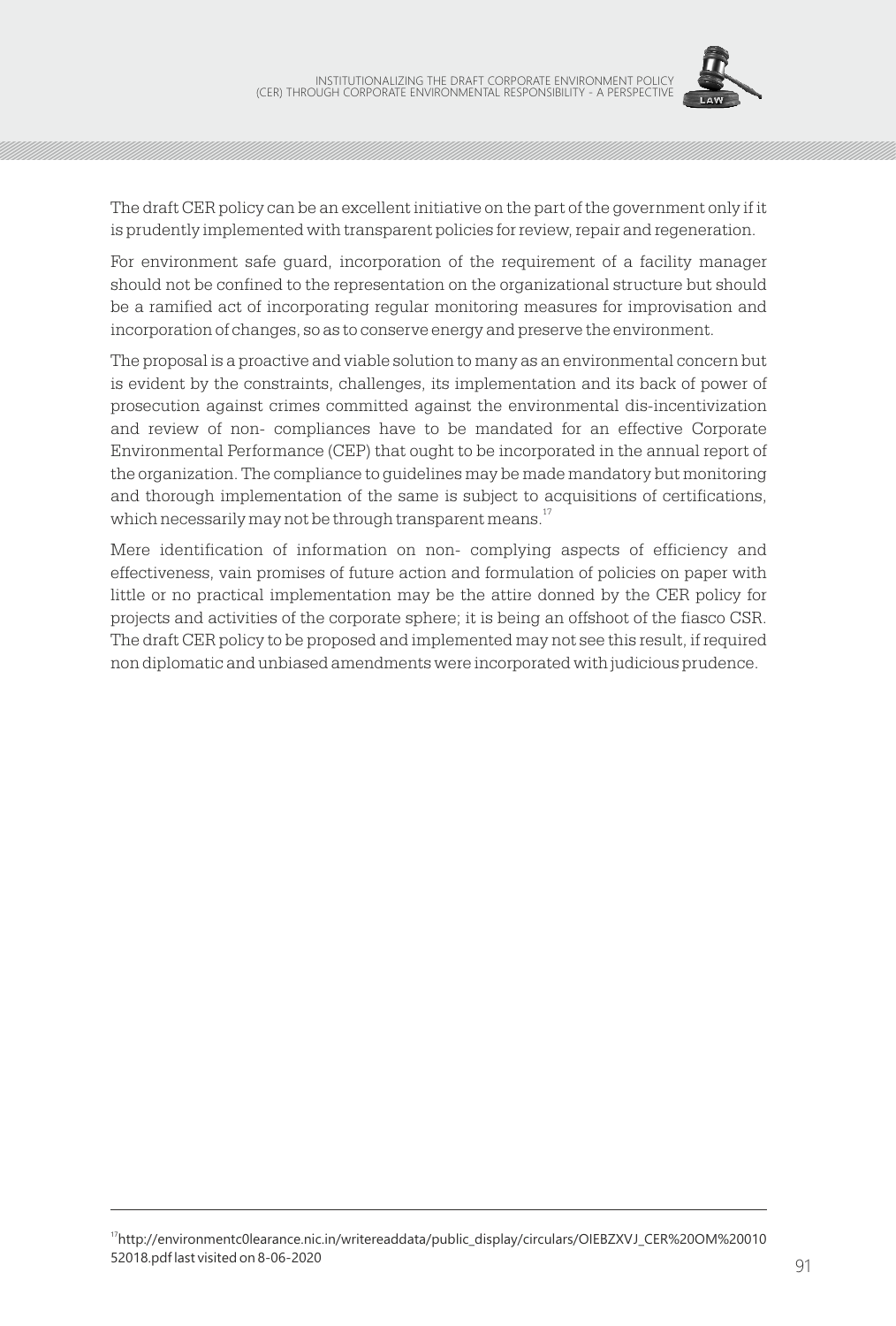The draft CER policy can be an excellent initiative on the part of the government only if it is prudently implemented with transparent policies for review, repair and regeneration.

For environment safe guard, incorporation of the requirement of a facility manager should not be confined to the representation on the organizational structure but should be a ramified act of incorporating regular monitoring measures for improvisation and incorporation of changes, so as to conserve energy and preserve the environment.

The proposal is a proactive and viable solution to many as an environmental concern but is evident by the constraints, challenges, its implementation and its back of power of prosecution against crimes committed against the environmental dis-incentivization and review of non- compliances have to be mandated for an effective Corporate Environmental Performance (CEP) that ought to be incorporated in the annual report of the organization. The compliance to guidelines may be made mandatory but monitoring and thorough implementation of the same is subject to acquisitions of certifications, which necessarily may not be through transparent means.[17]

Mere identification of information on non- complying aspects of efficiency and effectiveness, vain promises of future action and formulation of policies on paper with little or no practical implementation may be the attire donned by the CER policy for projects and activities of the corporate sphere; it is being an offshoot of the fiasco CSR. The draft CER policy to be proposed and implemented may not see this result, if required non diplomatic and unbiased amendments were incorporated with judicious prudence.

---

[17] http://environmentc0learance.nic.in/writereaddata/public_display/circulars/OIEBZXVJ_CER%20OM%2001052018.pdf last visited on 8-06-2020